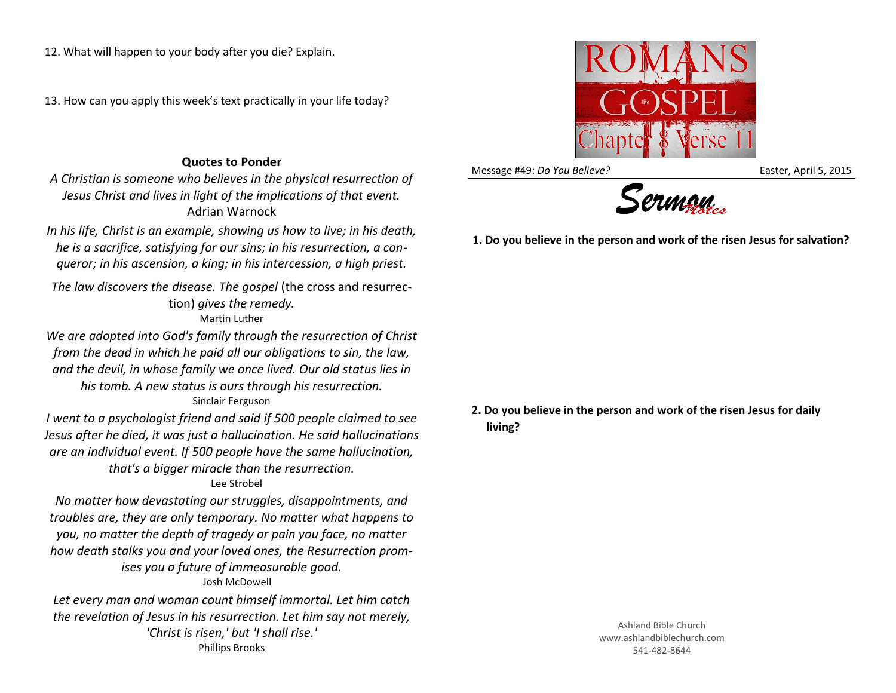12. What will happen to your body after you die? Explain.

13. How can you apply this week's text practically in your life today?

**Quotes to Ponder**

*A Christian is someone who believes in the physical resurrection of Jesus Christ and lives in light of the implications of that event.*
Adrian Warnock

*In his life, Christ is an example, showing us how to live; in his death, he is a sacrifice, satisfying for our sins; in his resurrection, a conqueror; in his ascension, a king; in his intercession, a high priest.*

*The law discovers the disease. The gospel* (the cross and resurrection) *gives the remedy.*
Martin Luther

*We are adopted into God's family through the resurrection of Christ from the dead in which he paid all our obligations to sin, the law, and the devil, in whose family we once lived. Our old status lies in his tomb. A new status is ours through his resurrection.*
Sinclair Ferguson

*I went to a psychologist friend and said if 500 people claimed to see Jesus after he died, it was just a hallucination. He said hallucinations are an individual event. If 500 people have the same hallucination, that's a bigger miracle than the resurrection.*
Lee Strobel

*No matter how devastating our struggles, disappointments, and troubles are, they are only temporary. No matter what happens to you, no matter the depth of tragedy or pain you face, no matter how death stalks you and your loved ones, the Resurrection promises you a future of immeasurable good.*
Josh McDowell

*Let every man and woman count himself immortal. Let him catch the revelation of Jesus in his resurrection. Let him say not merely, 'Christ is risen,' but 'I shall rise.'*
Phillips Brooks

# ROMANS the GOSPEL Chapter 8 Verse 11

Message #49: *Do You Believe?* Easter, April 5, 2015

## Sermon Notes

**1. Do you believe in the person and work of the risen Jesus for salvation?**

**2. Do you believe in the person and work of the risen Jesus for daily living?**

Ashland Bible Church
www.ashlandbiblechurch.com
541-482-8644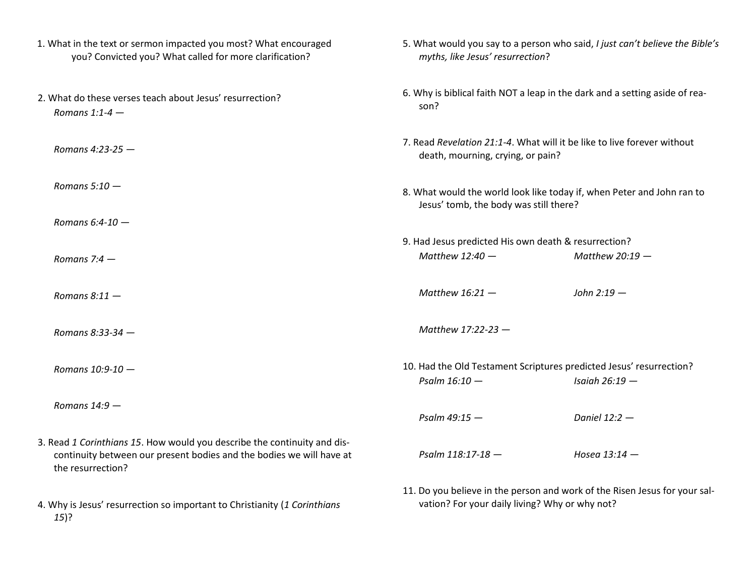1. What in the text or sermon impacted you most? What encouraged you? Convicted you? What called for more clarification?

2. What do these verses teach about Jesus' resurrection?

   *Romans 1:1-4 —*

   *Romans 4:23-25 —*

   *Romans 5:10 —*

   *Romans 6:4-10 —*

   *Romans 7:4 —*

   *Romans 8:11 —*

   *Romans 8:33-34 —*

   *Romans 10:9-10 —*

   *Romans 14:9 —*

3. Read *1 Corinthians 15*. How would you describe the continuity and discontinuity between our present bodies and the bodies we will have at the resurrection?

4. Why is Jesus' resurrection so important to Christianity (*1 Corinthians 15*)?

5. What would you say to a person who said, *I just can't believe the Bible's myths, like Jesus' resurrection*?

6. Why is biblical faith NOT a leap in the dark and a setting aside of reason?

7. Read *Revelation 21:1-4*. What will it be like to live forever without death, mourning, crying, or pain?

8. What would the world look like today if, when Peter and John ran to Jesus' tomb, the body was still there?

9. Had Jesus predicted His own death & resurrection?

   *Matthew 12:40 —*

   *Matthew 16:21 —*

   *Matthew 17:22-23 —*

   *Matthew 20:19 —*

   *John 2:19 —*

10. Had the Old Testament Scriptures predicted Jesus' resurrection?

    *Psalm 16:10 —*

    *Psalm 49:15 —*

    *Psalm 118:17-18 —*

    *Isaiah 26:19 —*

    *Daniel 12:2 —*

    *Hosea 13:14 —*

11. Do you believe in the person and work of the Risen Jesus for your salvation? For your daily living? Why or why not?